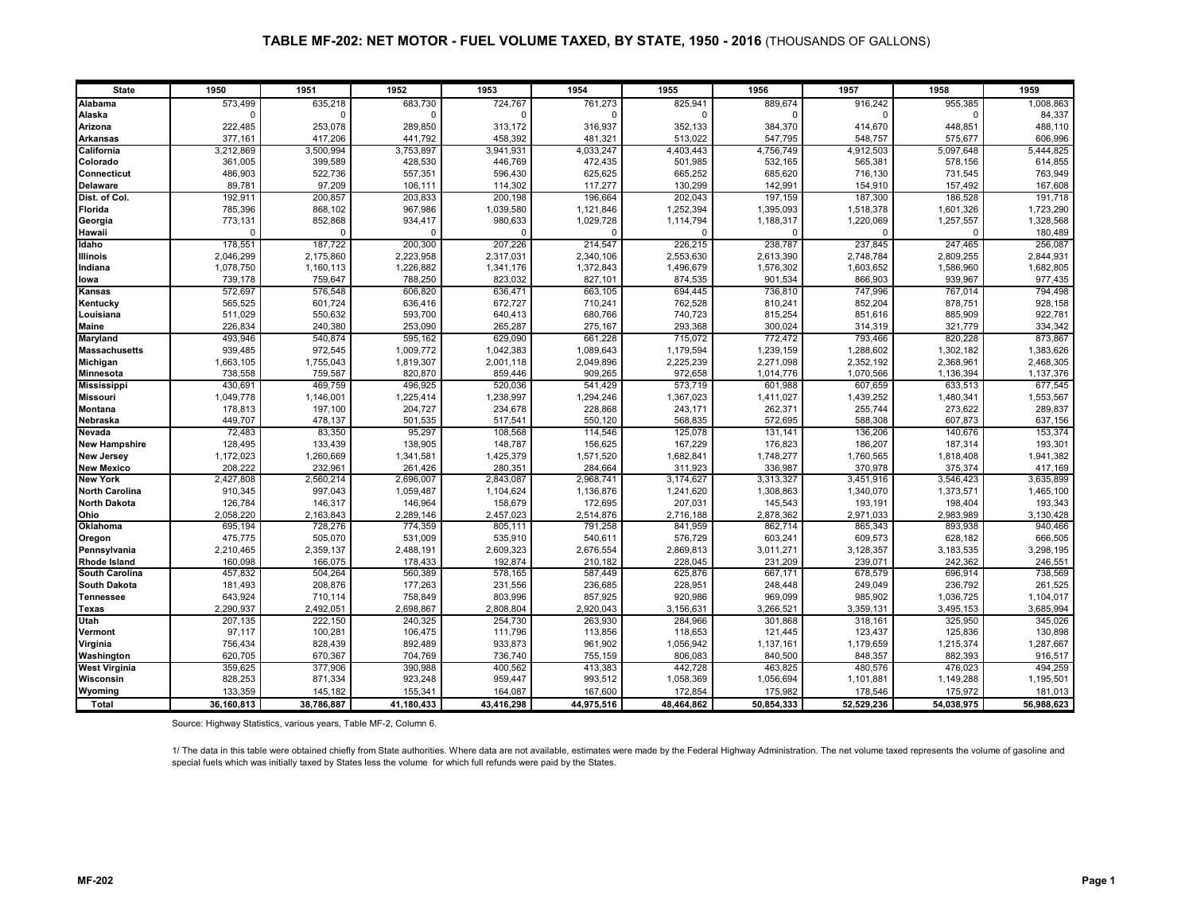# TABLE MF-202: NET MOTOR - FUEL VOLUME TAXED, BY STATE, 1950 - 2016 (THOUSANDS OF GALLONS)

| State | 1950 | 1951 | 1952 | 1953 | 1954 | 1955 | 1956 | 1957 | 1958 | 1959 |
|---|---|---|---|---|---|---|---|---|---|---|
| Alabama | 573,499 | 635,218 | 683,730 | 724,767 | 761,273 | 825,941 | 889,674 | 916,242 | 955,385 | 1,008,863 |
| Alaska | 0 | 0 | 0 | 0 | 0 | 0 | 0 | 0 | 0 | 84,337 |
| Arizona | 222,485 | 253,078 | 289,850 | 313,172 | 316,937 | 352,133 | 384,370 | 414,670 | 448,851 | 488,110 |
| Arkansas | 377,161 | 417,206 | 441,792 | 458,392 | 481,321 | 513,022 | 547,795 | 548,757 | 575,677 | 606,996 |
| California | 3,212,869 | 3,500,994 | 3,753,897 | 3,941,931 | 4,033,247 | 4,403,443 | 4,756,749 | 4,912,503 | 5,097,648 | 5,444,825 |
| Colorado | 361,005 | 399,589 | 428,530 | 446,769 | 472,435 | 501,985 | 532,165 | 565,381 | 578,156 | 614,855 |
| Connecticut | 486,903 | 522,736 | 557,351 | 596,430 | 625,625 | 665,252 | 685,620 | 716,130 | 731,545 | 763,949 |
| Delaware | 89,781 | 97,209 | 106,111 | 114,302 | 117,277 | 130,299 | 142,991 | 154,910 | 157,492 | 167,608 |
| Dist. of Col. | 192,911 | 200,857 | 203,833 | 200,198 | 196,664 | 202,043 | 197,159 | 187,300 | 186,528 | 191,718 |
| Florida | 785,396 | 868,102 | 967,986 | 1,039,580 | 1,121,846 | 1,252,394 | 1,395,093 | 1,518,378 | 1,601,326 | 1,723,290 |
| Georgia | 773,131 | 852,868 | 934,417 | 980,633 | 1,029,728 | 1,114,794 | 1,188,317 | 1,220,069 | 1,257,557 | 1,328,568 |
| Hawaii | 0 | 0 | 0 | 0 | 0 | 0 | 0 | 0 | 0 | 180,489 |
| Idaho | 178,551 | 187,722 | 200,300 | 207,226 | 214,547 | 226,215 | 238,787 | 237,845 | 247,465 | 256,087 |
| Illinois | 2,046,299 | 2,175,860 | 2,223,958 | 2,317,031 | 2,340,106 | 2,553,630 | 2,613,390 | 2,748,784 | 2,809,255 | 2,844,931 |
| Indiana | 1,078,750 | 1,160,113 | 1,226,882 | 1,341,176 | 1,372,843 | 1,496,679 | 1,576,302 | 1,603,652 | 1,586,960 | 1,682,805 |
| Iowa | 739,178 | 759,647 | 788,250 | 823,032 | 827,101 | 874,535 | 901,534 | 866,903 | 939,967 | 977,435 |
| Kansas | 572,697 | 576,548 | 606,820 | 636,471 | 663,105 | 694,445 | 736,810 | 747,996 | 767,014 | 794,498 |
| Kentucky | 565,525 | 601,724 | 636,416 | 672,727 | 710,241 | 762,528 | 810,241 | 852,204 | 878,751 | 928,158 |
| Louisiana | 511,029 | 550,632 | 593,700 | 640,413 | 680,766 | 740,723 | 815,254 | 851,616 | 885,909 | 922,781 |
| Maine | 226,834 | 240,380 | 253,090 | 265,287 | 275,167 | 293,368 | 300,024 | 314,319 | 321,779 | 334,342 |
| Maryland | 493,946 | 540,874 | 595,162 | 629,090 | 661,228 | 715,072 | 772,472 | 793,466 | 820,228 | 873,867 |
| Massachusetts | 939,485 | 972,545 | 1,009,772 | 1,042,383 | 1,089,643 | 1,179,594 | 1,239,159 | 1,288,602 | 1,302,182 | 1,383,626 |
| Michigan | 1,663,105 | 1,755,043 | 1,819,307 | 2,001,118 | 2,049,896 | 2,225,239 | 2,271,098 | 2,352,192 | 2,368,961 | 2,468,305 |
| Minnesota | 738,558 | 759,587 | 820,870 | 859,446 | 909,265 | 972,658 | 1,014,776 | 1,070,566 | 1,136,394 | 1,137,376 |
| Mississippi | 430,691 | 469,759 | 496,925 | 520,036 | 541,429 | 573,719 | 601,988 | 607,659 | 633,513 | 677,545 |
| Missouri | 1,049,778 | 1,146,001 | 1,225,414 | 1,238,997 | 1,294,246 | 1,367,023 | 1,411,027 | 1,439,252 | 1,480,341 | 1,553,567 |
| Montana | 178,813 | 197,100 | 204,727 | 234,678 | 228,868 | 243,171 | 262,371 | 255,744 | 273,622 | 289,837 |
| Nebraska | 449,707 | 478,137 | 501,535 | 517,541 | 550,120 | 568,835 | 572,695 | 588,308 | 607,873 | 637,156 |
| Nevada | 72,483 | 83,350 | 95,297 | 108,568 | 114,546 | 125,078 | 131,141 | 136,206 | 140,676 | 153,374 |
| New Hampshire | 128,495 | 133,439 | 138,905 | 148,787 | 156,625 | 167,229 | 176,823 | 186,207 | 187,314 | 193,301 |
| New Jersey | 1,172,023 | 1,260,669 | 1,341,581 | 1,425,379 | 1,571,520 | 1,682,841 | 1,748,277 | 1,760,565 | 1,818,408 | 1,941,382 |
| New Mexico | 208,222 | 232,961 | 261,426 | 280,351 | 284,664 | 311,923 | 336,987 | 370,978 | 375,374 | 417,169 |
| New York | 2,427,808 | 2,560,214 | 2,696,007 | 2,843,087 | 2,968,741 | 3,174,627 | 3,313,327 | 3,451,916 | 3,546,423 | 3,635,899 |
| North Carolina | 910,345 | 997,043 | 1,059,487 | 1,104,624 | 1,136,876 | 1,241,620 | 1,308,863 | 1,340,070 | 1,373,571 | 1,465,100 |
| North Dakota | 126,784 | 146,317 | 146,964 | 158,679 | 172,695 | 207,031 | 145,543 | 193,191 | 198,404 | 193,343 |
| Ohio | 2,058,220 | 2,163,843 | 2,289,146 | 2,457,023 | 2,514,876 | 2,716,188 | 2,878,362 | 2,971,033 | 2,983,989 | 3,130,428 |
| Oklahoma | 695,194 | 728,276 | 774,359 | 805,111 | 791,258 | 841,959 | 862,714 | 865,343 | 893,938 | 940,466 |
| Oregon | 475,775 | 505,070 | 531,009 | 535,910 | 540,611 | 576,729 | 603,241 | 609,573 | 628,182 | 666,505 |
| Pennsylvania | 2,210,465 | 2,359,137 | 2,488,191 | 2,609,323 | 2,676,554 | 2,869,813 | 3,011,271 | 3,128,357 | 3,183,535 | 3,298,195 |
| Rhode Island | 160,098 | 166,075 | 178,433 | 192,874 | 210,182 | 228,045 | 231,209 | 239,071 | 242,362 | 246,551 |
| South Carolina | 457,832 | 504,264 | 560,389 | 578,165 | 587,449 | 625,876 | 667,171 | 678,579 | 696,914 | 738,569 |
| South Dakota | 181,493 | 208,876 | 177,263 | 231,556 | 236,685 | 228,951 | 248,448 | 249,049 | 236,792 | 261,525 |
| Tennessee | 643,924 | 710,114 | 758,849 | 803,996 | 857,925 | 920,986 | 969,099 | 985,902 | 1,036,725 | 1,104,017 |
| Texas | 2,290,937 | 2,492,051 | 2,698,867 | 2,808,804 | 2,920,043 | 3,156,631 | 3,266,521 | 3,359,131 | 3,495,153 | 3,685,994 |
| Utah | 207,135 | 222,150 | 240,325 | 254,730 | 263,930 | 284,966 | 301,868 | 318,161 | 325,950 | 345,026 |
| Vermont | 97,117 | 100,281 | 106,475 | 111,796 | 113,856 | 118,653 | 121,445 | 123,437 | 125,836 | 130,898 |
| Virginia | 756,434 | 828,439 | 892,489 | 933,873 | 961,902 | 1,056,942 | 1,137,161 | 1,179,659 | 1,215,374 | 1,287,667 |
| Washington | 620,705 | 670,367 | 704,769 | 736,740 | 755,159 | 806,083 | 840,500 | 848,357 | 882,393 | 916,517 |
| West Virginia | 359,625 | 377,906 | 390,988 | 400,562 | 413,383 | 442,728 | 463,825 | 480,576 | 476,023 | 494,259 |
| Wisconsin | 828,253 | 871,334 | 923,248 | 959,447 | 993,512 | 1,058,369 | 1,056,694 | 1,101,881 | 1,149,288 | 1,195,501 |
| Wyoming | 133,359 | 145,182 | 155,341 | 164,087 | 167,600 | 172,854 | 175,982 | 178,546 | 175,972 | 181,013 |
| **Total** | **36,160,813** | **38,786,887** | **41,180,433** | **43,416,298** | **44,975,516** | **48,464,862** | **50,854,333** | **52,529,236** | **54,038,975** | **56,988,623** |

Source: Highway Statistics, various years, Table MF-2, Column 6.

1/ The data in this table were obtained chiefly from State authorities. Where data are not available, estimates were made by the Federal Highway Administration. The net volume taxed represents the volume of gasoline and special fuels which was initially taxed by States less the volume for which full refunds were paid by the States.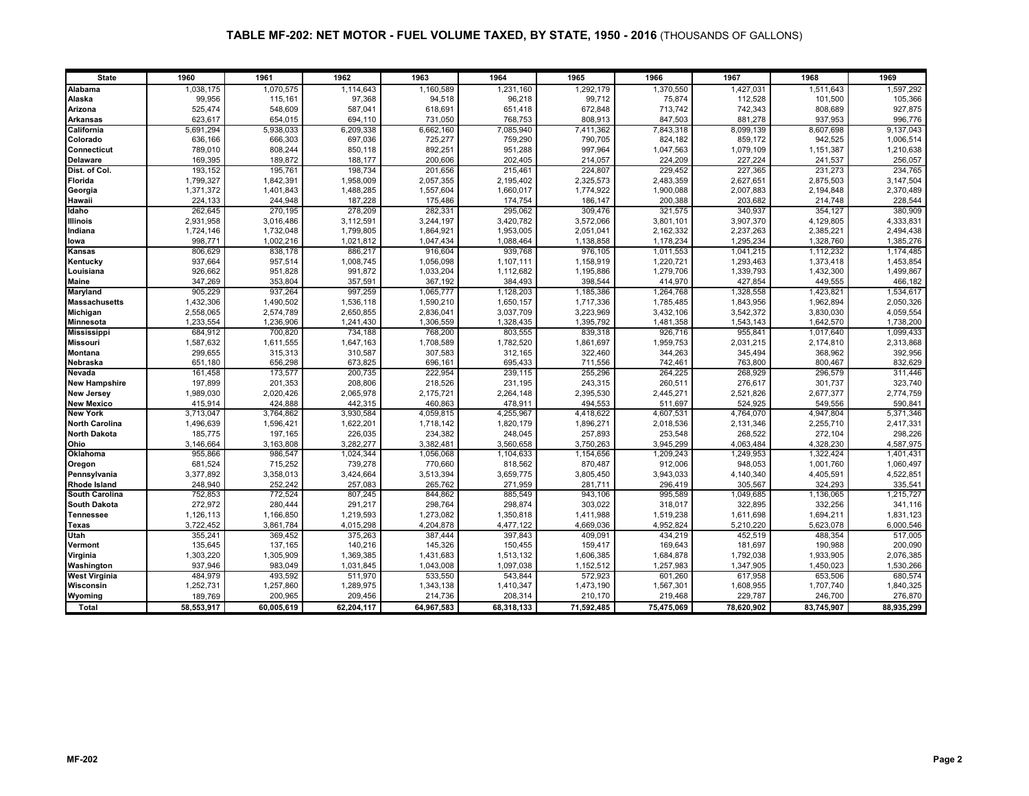# TABLE MF-202: NET MOTOR - FUEL VOLUME TAXED, BY STATE, 1950 - 2016 (THOUSANDS OF GALLONS)

| State | 1960 | 1961 | 1962 | 1963 | 1964 | 1965 | 1966 | 1967 | 1968 | 1969 |
|---|---|---|---|---|---|---|---|---|---|---|
| Alabama | 1,038,175 | 1,070,575 | 1,114,643 | 1,160,589 | 1,231,160 | 1,292,179 | 1,370,550 | 1,427,031 | 1,511,643 | 1,597,292 |
| Alaska | 99,956 | 115,161 | 97,368 | 94,518 | 96,218 | 99,712 | 75,874 | 112,528 | 101,500 | 105,366 |
| Arizona | 525,474 | 548,609 | 587,041 | 618,691 | 651,418 | 672,848 | 713,742 | 742,343 | 808,689 | 927,875 |
| Arkansas | 623,617 | 654,015 | 694,110 | 731,050 | 768,753 | 808,913 | 847,503 | 881,278 | 937,953 | 996,776 |
| California | 5,691,294 | 5,938,033 | 6,209,338 | 6,662,160 | 7,085,940 | 7,411,362 | 7,843,318 | 8,099,139 | 8,607,698 | 9,137,043 |
| Colorado | 636,166 | 666,303 | 697,036 | 725,277 | 759,290 | 790,705 | 824,182 | 859,172 | 942,525 | 1,006,514 |
| Connecticut | 789,010 | 808,244 | 850,118 | 892,251 | 951,288 | 997,964 | 1,047,563 | 1,079,109 | 1,151,387 | 1,210,638 |
| Delaware | 169,395 | 189,872 | 188,177 | 200,606 | 202,405 | 214,057 | 224,209 | 227,224 | 241,537 | 256,057 |
| Dist. of Col. | 193,152 | 195,761 | 198,734 | 201,656 | 215,461 | 224,807 | 229,452 | 227,365 | 231,273 | 234,765 |
| Florida | 1,799,327 | 1,842,391 | 1,958,009 | 2,057,355 | 2,195,402 | 2,325,573 | 2,483,359 | 2,627,651 | 2,875,503 | 3,147,504 |
| Georgia | 1,371,372 | 1,401,843 | 1,488,285 | 1,557,604 | 1,660,017 | 1,774,922 | 1,900,088 | 2,007,883 | 2,194,848 | 2,370,489 |
| Hawaii | 224,133 | 244,948 | 187,228 | 175,486 | 174,754 | 186,147 | 200,388 | 203,682 | 214,748 | 228,544 |
| Idaho | 262,645 | 270,195 | 278,209 | 282,331 | 295,062 | 309,476 | 321,575 | 340,937 | 354,127 | 380,909 |
| Illinois | 2,931,958 | 3,016,486 | 3,112,591 | 3,244,197 | 3,420,782 | 3,572,066 | 3,801,101 | 3,907,370 | 4,129,805 | 4,333,831 |
| Indiana | 1,724,146 | 1,732,048 | 1,799,805 | 1,864,921 | 1,953,005 | 2,051,041 | 2,162,332 | 2,237,263 | 2,385,221 | 2,494,438 |
| Iowa | 998,771 | 1,002,216 | 1,021,812 | 1,047,434 | 1,088,464 | 1,138,858 | 1,178,234 | 1,295,234 | 1,328,760 | 1,385,276 |
| Kansas | 806,629 | 838,178 | 886,217 | 916,604 | 939,768 | 976,105 | 1,011,553 | 1,041,215 | 1,112,232 | 1,174,485 |
| Kentucky | 937,664 | 957,514 | 1,008,745 | 1,056,098 | 1,107,111 | 1,158,919 | 1,220,721 | 1,293,463 | 1,373,418 | 1,453,854 |
| Louisiana | 926,662 | 951,828 | 991,872 | 1,033,204 | 1,112,682 | 1,195,886 | 1,279,706 | 1,339,793 | 1,432,300 | 1,499,867 |
| Maine | 347,269 | 353,804 | 357,591 | 367,192 | 384,493 | 398,544 | 414,970 | 427,854 | 449,555 | 466,182 |
| Maryland | 905,229 | 937,264 | 997,259 | 1,065,777 | 1,128,203 | 1,185,386 | 1,264,768 | 1,328,558 | 1,423,821 | 1,534,617 |
| Massachusetts | 1,432,306 | 1,490,502 | 1,536,118 | 1,590,210 | 1,650,157 | 1,717,336 | 1,785,485 | 1,843,956 | 1,962,894 | 2,050,326 |
| Michigan | 2,558,065 | 2,574,789 | 2,650,855 | 2,836,041 | 3,037,709 | 3,223,969 | 3,432,106 | 3,542,372 | 3,830,030 | 4,059,554 |
| Minnesota | 1,233,554 | 1,236,906 | 1,241,430 | 1,306,559 | 1,328,435 | 1,395,792 | 1,481,358 | 1,543,143 | 1,642,570 | 1,738,200 |
| Mississippi | 684,912 | 700,820 | 734,188 | 768,200 | 803,555 | 839,318 | 926,716 | 955,841 | 1,017,640 | 1,099,433 |
| Missouri | 1,587,632 | 1,611,555 | 1,647,163 | 1,708,589 | 1,782,520 | 1,861,697 | 1,959,753 | 2,031,215 | 2,174,810 | 2,313,868 |
| Montana | 299,655 | 315,313 | 310,587 | 307,583 | 312,165 | 322,460 | 344,263 | 345,494 | 368,962 | 392,956 |
| Nebraska | 651,180 | 656,298 | 673,825 | 696,161 | 695,433 | 711,556 | 742,461 | 763,800 | 800,467 | 832,629 |
| Nevada | 161,458 | 173,577 | 200,735 | 222,954 | 239,115 | 255,296 | 264,225 | 268,929 | 296,579 | 311,446 |
| New Hampshire | 197,899 | 201,353 | 208,806 | 218,526 | 231,195 | 243,315 | 260,511 | 276,617 | 301,737 | 323,740 |
| New Jersey | 1,989,030 | 2,020,426 | 2,065,978 | 2,175,721 | 2,264,148 | 2,395,530 | 2,445,271 | 2,521,826 | 2,677,377 | 2,774,759 |
| New Mexico | 415,914 | 424,888 | 442,315 | 460,863 | 478,911 | 494,553 | 511,697 | 524,925 | 549,556 | 590,841 |
| New York | 3,713,047 | 3,764,862 | 3,930,584 | 4,059,815 | 4,255,967 | 4,418,622 | 4,607,531 | 4,764,070 | 4,947,804 | 5,371,346 |
| North Carolina | 1,496,639 | 1,596,421 | 1,622,201 | 1,718,142 | 1,820,179 | 1,896,271 | 2,018,536 | 2,131,346 | 2,255,710 | 2,417,331 |
| North Dakota | 185,775 | 197,165 | 226,035 | 234,382 | 248,045 | 257,893 | 253,548 | 268,522 | 272,104 | 298,226 |
| Ohio | 3,146,664 | 3,163,808 | 3,282,277 | 3,382,481 | 3,560,658 | 3,750,263 | 3,945,299 | 4,063,484 | 4,328,230 | 4,587,975 |
| Oklahoma | 955,866 | 986,547 | 1,024,344 | 1,056,068 | 1,104,633 | 1,154,656 | 1,209,243 | 1,249,953 | 1,322,424 | 1,401,431 |
| Oregon | 681,524 | 715,252 | 739,278 | 770,660 | 818,562 | 870,487 | 912,006 | 948,053 | 1,001,760 | 1,060,497 |
| Pennsylvania | 3,377,892 | 3,358,013 | 3,424,664 | 3,513,394 | 3,659,775 | 3,805,450 | 3,943,033 | 4,140,340 | 4,405,591 | 4,522,851 |
| Rhode Island | 248,940 | 252,242 | 257,083 | 265,762 | 271,959 | 281,711 | 296,419 | 305,567 | 324,293 | 335,541 |
| South Carolina | 752,853 | 772,524 | 807,245 | 844,862 | 885,549 | 943,106 | 995,589 | 1,049,685 | 1,136,065 | 1,215,727 |
| South Dakota | 272,972 | 280,444 | 291,217 | 298,764 | 298,874 | 303,022 | 318,017 | 322,895 | 332,256 | 341,116 |
| Tennessee | 1,126,113 | 1,166,850 | 1,219,593 | 1,273,082 | 1,350,818 | 1,411,988 | 1,519,238 | 1,611,698 | 1,694,211 | 1,831,123 |
| Texas | 3,722,452 | 3,861,784 | 4,015,298 | 4,204,878 | 4,477,122 | 4,669,036 | 4,952,824 | 5,210,220 | 5,623,078 | 6,000,546 |
| Utah | 355,241 | 369,452 | 375,263 | 387,444 | 397,843 | 409,091 | 434,219 | 452,519 | 488,354 | 517,005 |
| Vermont | 135,645 | 137,165 | 140,216 | 145,326 | 150,455 | 159,417 | 169,643 | 181,697 | 190,988 | 200,090 |
| Virginia | 1,303,220 | 1,305,909 | 1,369,385 | 1,431,683 | 1,513,132 | 1,606,385 | 1,684,878 | 1,792,038 | 1,933,905 | 2,076,385 |
| Washington | 937,946 | 983,049 | 1,031,845 | 1,043,008 | 1,097,038 | 1,152,512 | 1,257,983 | 1,347,905 | 1,450,023 | 1,530,266 |
| West Virginia | 484,979 | 493,592 | 511,970 | 533,550 | 543,844 | 572,923 | 601,260 | 617,958 | 653,506 | 680,574 |
| Wisconsin | 1,252,731 | 1,257,860 | 1,289,975 | 1,343,138 | 1,410,347 | 1,473,190 | 1,567,301 | 1,608,955 | 1,707,740 | 1,840,325 |
| Wyoming | 189,769 | 200,965 | 209,456 | 214,736 | 208,314 | 210,170 | 219,468 | 229,787 | 246,700 | 276,870 |
| **Total** | **58,553,917** | **60,005,619** | **62,204,117** | **64,967,583** | **68,318,133** | **71,592,485** | **75,475,069** | **78,620,902** | **83,745,907** | **88,935,299** |

MF-202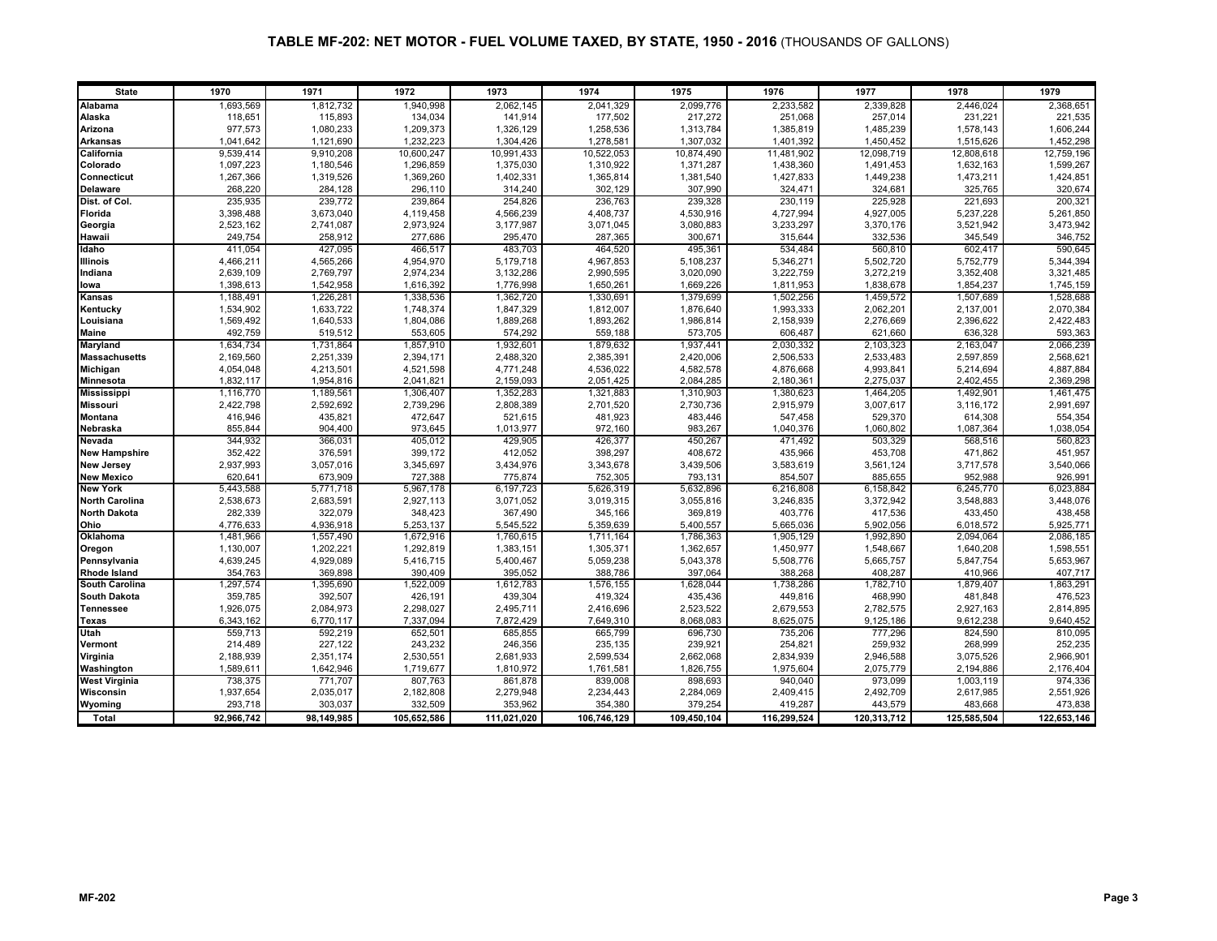# TABLE MF-202: NET MOTOR - FUEL VOLUME TAXED, BY STATE, 1950 - 2016 (THOUSANDS OF GALLONS)

| State | 1970 | 1971 | 1972 | 1973 | 1974 | 1975 | 1976 | 1977 | 1978 | 1979 |
|---|---|---|---|---|---|---|---|---|---|---|
| Alabama | 1,693,569 | 1,812,732 | 1,940,998 | 2,062,145 | 2,041,329 | 2,099,776 | 2,233,582 | 2,339,828 | 2,446,024 | 2,368,651 |
| Alaska | 118,651 | 115,893 | 134,034 | 141,914 | 177,502 | 217,272 | 251,068 | 257,014 | 231,221 | 221,535 |
| Arizona | 977,573 | 1,080,233 | 1,209,373 | 1,326,129 | 1,258,536 | 1,313,784 | 1,385,819 | 1,485,239 | 1,578,143 | 1,606,244 |
| Arkansas | 1,041,642 | 1,121,690 | 1,232,223 | 1,304,426 | 1,278,581 | 1,307,032 | 1,401,392 | 1,450,452 | 1,515,626 | 1,452,298 |
| California | 9,539,414 | 9,910,208 | 10,600,247 | 10,991,433 | 10,522,053 | 10,874,490 | 11,481,902 | 12,098,719 | 12,808,618 | 12,759,196 |
| Colorado | 1,097,223 | 1,180,546 | 1,296,859 | 1,375,030 | 1,310,922 | 1,371,271 | 1,438,360 | 1,491,453 | 1,632,163 | 1,599,267 |
| Connecticut | 1,267,366 | 1,319,526 | 1,369,260 | 1,402,331 | 1,365,814 | 1,381,540 | 1,427,833 | 1,449,238 | 1,473,211 | 1,424,851 |
| Delaware | 268,220 | 284,128 | 296,110 | 314,240 | 302,129 | 307,990 | 324,471 | 324,681 | 325,765 | 320,674 |
| Dist. of Col. | 235,935 | 239,772 | 239,864 | 254,826 | 236,763 | 239,328 | 230,119 | 225,928 | 221,693 | 200,321 |
| Florida | 3,398,488 | 3,673,040 | 4,119,458 | 4,566,239 | 4,408,737 | 4,530,916 | 4,727,994 | 4,927,005 | 5,237,228 | 5,261,850 |
| Georgia | 2,523,162 | 2,741,087 | 2,973,924 | 3,177,987 | 3,071,045 | 3,080,883 | 3,233,297 | 3,370,176 | 3,521,942 | 3,473,942 |
| Hawaii | 249,754 | 258,912 | 277,686 | 295,470 | 287,365 | 300,671 | 315,644 | 332,536 | 345,549 | 346,752 |
| Idaho | 411,054 | 427,095 | 466,517 | 483,703 | 464,520 | 495,361 | 534,484 | 560,810 | 602,417 | 590,645 |
| Illinois | 4,466,211 | 4,565,266 | 4,954,970 | 5,179,718 | 4,967,853 | 5,108,237 | 5,346,271 | 5,502,720 | 5,752,779 | 5,344,394 |
| Indiana | 2,639,109 | 2,769,797 | 2,974,234 | 3,132,286 | 2,990,595 | 3,020,090 | 3,222,759 | 3,272,219 | 3,352,408 | 3,321,485 |
| Iowa | 1,398,613 | 1,542,958 | 1,616,392 | 1,776,998 | 1,650,261 | 1,669,226 | 1,811,953 | 1,838,678 | 1,854,237 | 1,745,159 |
| Kansas | 1,188,491 | 1,226,281 | 1,338,536 | 1,362,720 | 1,330,691 | 1,379,699 | 1,502,256 | 1,459,572 | 1,507,689 | 1,528,688 |
| Kentucky | 1,534,902 | 1,633,722 | 1,748,374 | 1,847,329 | 1,812,007 | 1,876,640 | 1,993,333 | 2,062,201 | 2,137,001 | 2,070,384 |
| Louisiana | 1,569,492 | 1,640,533 | 1,804,086 | 1,889,268 | 1,893,262 | 1,986,814 | 2,158,939 | 2,276,669 | 2,396,622 | 2,422,483 |
| Maine | 492,759 | 519,512 | 553,605 | 574,292 | 559,188 | 573,705 | 606,487 | 621,660 | 636,328 | 593,363 |
| Maryland | 1,634,734 | 1,731,864 | 1,857,910 | 1,932,601 | 1,879,632 | 1,937,441 | 2,030,332 | 2,103,323 | 2,163,047 | 2,066,239 |
| Massachusetts | 2,169,560 | 2,251,339 | 2,394,171 | 2,488,320 | 2,385,391 | 2,420,006 | 2,506,533 | 2,533,483 | 2,597,859 | 2,568,621 |
| Michigan | 4,054,048 | 4,213,501 | 4,521,598 | 4,771,248 | 4,536,022 | 4,582,578 | 4,876,668 | 4,993,841 | 5,214,694 | 4,887,884 |
| Minnesota | 1,832,117 | 1,954,816 | 2,041,821 | 2,159,093 | 2,051,425 | 2,084,285 | 2,180,361 | 2,275,037 | 2,402,455 | 2,369,298 |
| Mississippi | 1,116,770 | 1,189,561 | 1,306,407 | 1,352,283 | 1,321,883 | 1,310,903 | 1,380,623 | 1,464,205 | 1,492,901 | 1,461,475 |
| Missouri | 2,422,798 | 2,592,692 | 2,739,296 | 2,808,389 | 2,701,520 | 2,730,736 | 2,915,979 | 3,007,617 | 3,116,172 | 2,991,697 |
| Montana | 416,946 | 435,821 | 472,647 | 521,615 | 481,923 | 483,446 | 547,458 | 529,370 | 614,308 | 554,354 |
| Nebraska | 855,844 | 904,400 | 973,645 | 1,013,977 | 972,160 | 983,267 | 1,040,376 | 1,060,802 | 1,087,364 | 1,038,054 |
| Nevada | 344,932 | 366,031 | 405,012 | 429,905 | 426,377 | 450,267 | 471,492 | 503,329 | 568,516 | 560,823 |
| New Hampshire | 352,422 | 376,591 | 399,172 | 412,052 | 398,297 | 408,672 | 435,966 | 453,708 | 471,862 | 451,957 |
| New Jersey | 2,937,993 | 3,057,016 | 3,345,697 | 3,434,976 | 3,343,678 | 3,439,506 | 3,583,619 | 3,561,124 | 3,717,578 | 3,540,066 |
| New Mexico | 620,641 | 673,909 | 727,388 | 775,874 | 752,305 | 793,131 | 854,507 | 885,655 | 952,988 | 926,991 |
| New York | 5,443,588 | 5,771,718 | 5,967,178 | 6,197,723 | 5,626,319 | 5,632,896 | 6,216,808 | 6,158,842 | 6,245,770 | 6,023,884 |
| North Carolina | 2,538,673 | 2,683,591 | 2,927,113 | 3,071,052 | 3,019,315 | 3,055,816 | 3,246,835 | 3,372,942 | 3,548,883 | 3,448,076 |
| North Dakota | 282,339 | 322,079 | 348,423 | 367,490 | 345,166 | 369,819 | 403,776 | 417,536 | 433,450 | 438,458 |
| Ohio | 4,776,633 | 4,936,918 | 5,253,137 | 5,545,522 | 5,359,639 | 5,400,557 | 5,665,036 | 5,902,056 | 6,018,572 | 5,925,771 |
| Oklahoma | 1,481,966 | 1,557,490 | 1,672,916 | 1,760,615 | 1,711,164 | 1,786,363 | 1,905,129 | 1,992,890 | 2,094,064 | 2,086,185 |
| Oregon | 1,130,007 | 1,202,221 | 1,292,819 | 1,383,151 | 1,305,371 | 1,362,657 | 1,450,977 | 1,548,667 | 1,640,208 | 1,598,551 |
| Pennsylvania | 4,639,245 | 4,929,089 | 5,416,715 | 5,400,467 | 5,059,238 | 5,043,378 | 5,508,776 | 5,665,757 | 5,847,754 | 5,653,967 |
| Rhode Island | 354,763 | 369,898 | 390,409 | 395,052 | 388,786 | 397,064 | 388,268 | 408,287 | 410,966 | 407,717 |
| South Carolina | 1,297,574 | 1,395,690 | 1,522,009 | 1,612,783 | 1,576,155 | 1,628,044 | 1,738,286 | 1,782,710 | 1,879,407 | 1,863,291 |
| South Dakota | 359,785 | 392,507 | 426,191 | 439,304 | 419,324 | 435,436 | 449,816 | 468,990 | 481,848 | 476,523 |
| Tennessee | 1,926,075 | 2,084,973 | 2,298,027 | 2,495,711 | 2,416,696 | 2,523,522 | 2,679,553 | 2,782,575 | 2,927,163 | 2,814,895 |
| Texas | 6,343,162 | 6,770,117 | 7,337,094 | 7,872,429 | 7,649,310 | 8,068,083 | 8,625,075 | 9,125,186 | 9,612,238 | 9,640,452 |
| Utah | 559,713 | 592,219 | 652,501 | 685,855 | 665,799 | 696,730 | 735,206 | 777,296 | 824,590 | 810,095 |
| Vermont | 214,489 | 227,122 | 243,232 | 246,356 | 235,135 | 239,921 | 254,821 | 259,932 | 268,999 | 252,235 |
| Virginia | 2,188,939 | 2,351,174 | 2,530,551 | 2,681,933 | 2,599,534 | 2,662,068 | 2,834,939 | 2,946,588 | 3,075,526 | 2,966,901 |
| Washington | 1,589,611 | 1,642,946 | 1,719,677 | 1,810,972 | 1,761,581 | 1,826,755 | 1,975,604 | 2,075,779 | 2,194,886 | 2,176,404 |
| West Virginia | 738,375 | 771,707 | 807,763 | 861,878 | 839,008 | 898,693 | 940,040 | 973,099 | 1,003,119 | 974,336 |
| Wisconsin | 1,937,654 | 2,035,017 | 2,182,808 | 2,279,948 | 2,234,443 | 2,284,069 | 2,409,415 | 2,492,709 | 2,617,985 | 2,551,926 |
| Wyoming | 293,718 | 303,037 | 332,509 | 353,962 | 354,380 | 379,254 | 419,287 | 443,579 | 483,668 | 473,838 |
| Total | 92,966,742 | 98,149,985 | 105,652,586 | 111,021,020 | 106,746,129 | 109,450,104 | 116,299,524 | 120,313,712 | 125,585,504 | 122,653,146 |

MF-202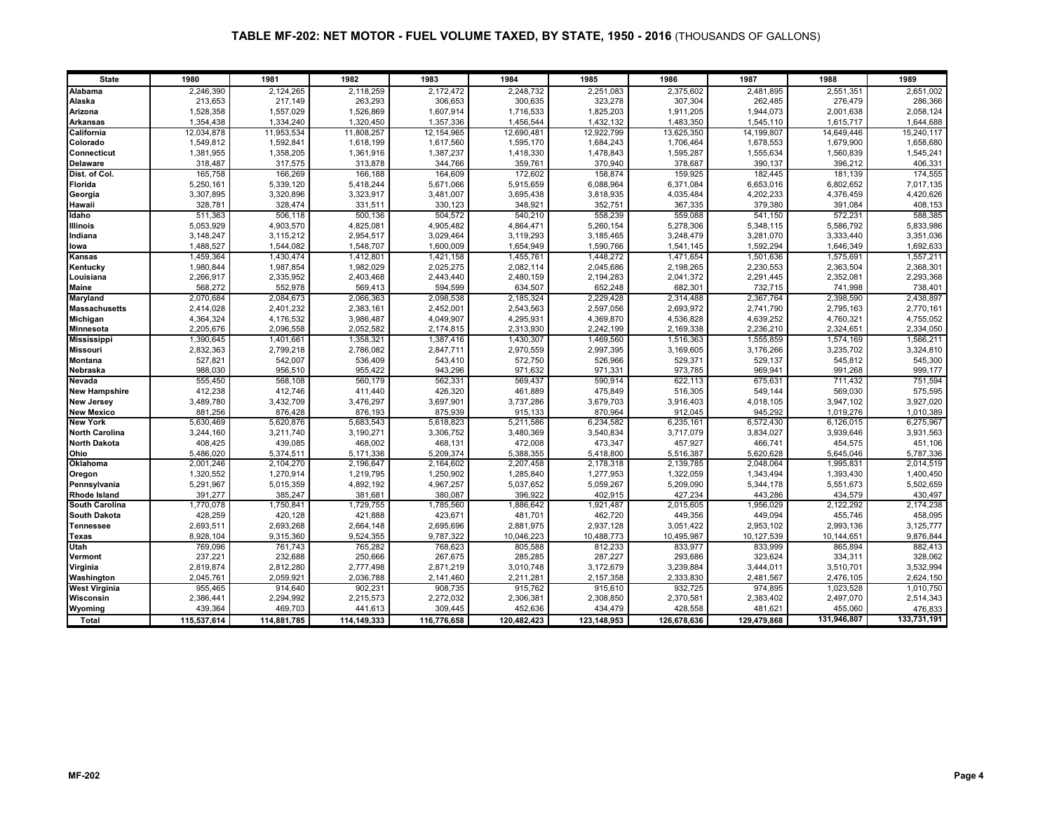## TABLE MF-202: NET MOTOR - FUEL VOLUME TAXED, BY STATE, 1950 - 2016 (THOUSANDS OF GALLONS)

| State | 1980 | 1981 | 1982 | 1983 | 1984 | 1985 | 1986 | 1987 | 1988 | 1989 |
|---|---|---|---|---|---|---|---|---|---|---|
| Alabama | 2,246,390 | 2,124,265 | 2,118,259 | 2,172,472 | 2,248,732 | 2,251,083 | 2,375,602 | 2,481,895 | 2,551,351 | 2,651,002 |
| Alaska | 213,653 | 217,149 | 263,293 | 306,653 | 300,635 | 323,278 | 307,304 | 262,485 | 276,479 | 286,366 |
| Arizona | 1,528,358 | 1,557,029 | 1,526,869 | 1,607,914 | 1,716,533 | 1,825,203 | 1,911,205 | 1,944,073 | 2,001,638 | 2,058,124 |
| Arkansas | 1,354,438 | 1,334,240 | 1,320,450 | 1,357,336 | 1,456,544 | 1,432,132 | 1,483,350 | 1,545,110 | 1,615,717 | 1,644,688 |
| California | 12,034,878 | 11,953,534 | 11,808,257 | 12,154,965 | 12,690,481 | 12,922,799 | 13,625,350 | 14,199,807 | 14,649,446 | 15,240,117 |
| Colorado | 1,549,812 | 1,592,841 | 1,618,199 | 1,617,560 | 1,595,170 | 1,684,243 | 1,706,464 | 1,678,553 | 1,679,900 | 1,658,680 |
| Connecticut | 1,381,955 | 1,358,205 | 1,361,916 | 1,387,237 | 1,418,330 | 1,478,843 | 1,595,287 | 1,555,634 | 1,560,839 | 1,545,241 |
| Delaware | 318,487 | 317,575 | 313,878 | 344,766 | 359,761 | 370,940 | 378,687 | 390,137 | 396,212 | 406,331 |
| Dist. of Col. | 165,758 | 166,269 | 166,188 | 164,609 | 172,602 | 158,874 | 159,925 | 182,445 | 181,139 | 174,555 |
| Florida | 5,250,161 | 5,339,120 | 5,418,244 | 5,671,066 | 5,915,659 | 6,088,964 | 6,371,084 | 6,653,016 | 6,802,652 | 7,017,135 |
| Georgia | 3,307,895 | 3,320,896 | 3,323,917 | 3,481,007 | 3,695,438 | 3,818,935 | 4,035,484 | 4,202,233 | 4,376,459 | 4,420,626 |
| Hawaii | 328,781 | 328,474 | 331,511 | 330,123 | 348,921 | 352,751 | 367,335 | 379,380 | 391,084 | 408,153 |
| Idaho | 511,363 | 506,118 | 500,136 | 504,572 | 540,210 | 558,239 | 559,088 | 541,150 | 572,231 | 588,385 |
| Illinois | 5,053,929 | 4,903,570 | 4,825,081 | 4,905,482 | 4,864,471 | 5,260,154 | 5,278,306 | 5,348,115 | 5,586,792 | 5,833,986 |
| Indiana | 3,148,247 | 3,115,212 | 2,954,517 | 3,029,464 | 3,119,293 | 3,185,465 | 3,248,479 | 3,281,070 | 3,333,440 | 3,351,036 |
| Iowa | 1,488,527 | 1,544,082 | 1,548,707 | 1,600,009 | 1,654,949 | 1,590,766 | 1,541,145 | 1,592,294 | 1,646,349 | 1,692,633 |
| Kansas | 1,459,364 | 1,430,474 | 1,412,801 | 1,421,158 | 1,455,761 | 1,448,272 | 1,471,654 | 1,501,636 | 1,575,691 | 1,557,211 |
| Kentucky | 1,980,844 | 1,987,854 | 1,982,029 | 2,025,275 | 2,082,114 | 2,045,686 | 2,198,265 | 2,230,553 | 2,363,504 | 2,368,301 |
| Louisiana | 2,266,917 | 2,335,952 | 2,403,468 | 2,443,440 | 2,480,159 | 2,194,283 | 2,041,372 | 2,291,445 | 2,352,081 | 2,293,368 |
| Maine | 568,272 | 552,978 | 569,413 | 594,599 | 634,507 | 652,248 | 682,301 | 732,715 | 741,998 | 738,401 |
| Maryland | 2,070,684 | 2,084,673 | 2,066,363 | 2,098,538 | 2,185,324 | 2,229,428 | 2,314,488 | 2,367,764 | 2,398,590 | 2,438,897 |
| Massachusetts | 2,414,028 | 2,401,232 | 2,383,161 | 2,452,001 | 2,543,563 | 2,597,056 | 2,693,972 | 2,741,790 | 2,795,163 | 2,770,161 |
| Michigan | 4,364,324 | 4,176,532 | 3,986,487 | 4,049,907 | 4,295,931 | 4,369,870 | 4,536,828 | 4,639,252 | 4,760,321 | 4,755,052 |
| Minnesota | 2,205,676 | 2,096,558 | 2,052,582 | 2,174,815 | 2,313,930 | 2,242,199 | 2,169,338 | 2,236,210 | 2,324,651 | 2,334,050 |
| Mississippi | 1,390,645 | 1,401,661 | 1,358,321 | 1,387,416 | 1,430,307 | 1,469,560 | 1,516,363 | 1,555,859 | 1,574,169 | 1,566,211 |
| Missouri | 2,832,363 | 2,799,218 | 2,786,082 | 2,847,711 | 2,970,559 | 2,997,395 | 3,169,605 | 3,176,266 | 3,235,702 | 3,324,810 |
| Montana | 527,821 | 542,007 | 536,409 | 543,410 | 572,750 | 526,966 | 529,371 | 529,137 | 545,812 | 545,300 |
| Nebraska | 988,030 | 956,510 | 955,422 | 943,296 | 971,632 | 971,331 | 973,785 | 969,941 | 991,268 | 999,177 |
| Nevada | 555,450 | 568,108 | 560,179 | 562,331 | 569,437 | 590,914 | 622,113 | 675,631 | 711,432 | 751,594 |
| New Hampshire | 412,238 | 412,746 | 411,440 | 426,320 | 461,889 | 475,849 | 516,305 | 549,144 | 569,030 | 575,595 |
| New Jersey | 3,489,780 | 3,432,709 | 3,476,297 | 3,697,901 | 3,737,286 | 3,679,703 | 3,916,403 | 4,018,105 | 3,947,102 | 3,927,020 |
| New Mexico | 881,256 | 876,428 | 876,193 | 875,939 | 915,133 | 870,964 | 912,045 | 945,292 | 1,019,276 | 1,010,389 |
| New York | 5,630,469 | 5,620,876 | 5,683,543 | 5,618,823 | 5,211,586 | 6,234,582 | 6,235,161 | 6,572,430 | 6,126,015 | 6,275,967 |
| North Carolina | 3,244,160 | 3,211,740 | 3,190,271 | 3,306,752 | 3,480,369 | 3,540,834 | 3,717,079 | 3,834,027 | 3,939,646 | 3,931,563 |
| North Dakota | 408,425 | 439,085 | 468,002 | 468,131 | 472,008 | 473,347 | 457,927 | 466,741 | 454,575 | 451,106 |
| Ohio | 5,486,020 | 5,374,511 | 5,171,336 | 5,209,374 | 5,388,355 | 5,418,800 | 5,516,387 | 5,620,628 | 5,645,046 | 5,787,336 |
| Oklahoma | 2,001,246 | 2,104,270 | 2,196,647 | 2,164,602 | 2,207,458 | 2,178,318 | 2,139,785 | 2,048,064 | 1,995,831 | 2,014,519 |
| Oregon | 1,320,552 | 1,270,914 | 1,219,795 | 1,250,902 | 1,285,840 | 1,277,953 | 1,322,059 | 1,343,494 | 1,393,430 | 1,400,450 |
| Pennsylvania | 5,291,967 | 5,015,359 | 4,892,192 | 4,967,257 | 5,037,652 | 5,059,267 | 5,209,090 | 5,344,178 | 5,551,673 | 5,502,659 |
| Rhode Island | 391,277 | 385,247 | 381,681 | 380,087 | 396,922 | 402,915 | 427,234 | 443,286 | 434,579 | 430,497 |
| South Carolina | 1,770,078 | 1,750,841 | 1,729,755 | 1,785,560 | 1,886,642 | 1,921,487 | 2,015,605 | 1,956,029 | 2,122,292 | 2,174,238 |
| South Dakota | 428,259 | 420,128 | 421,888 | 423,671 | 481,701 | 462,720 | 449,356 | 449,094 | 455,746 | 458,095 |
| Tennessee | 2,693,511 | 2,693,268 | 2,664,148 | 2,695,696 | 2,881,975 | 2,937,128 | 3,051,422 | 2,953,102 | 2,993,136 | 3,125,777 |
| Texas | 8,928,104 | 9,315,360 | 9,524,355 | 9,787,322 | 10,046,223 | 10,488,773 | 10,495,987 | 10,127,539 | 10,144,651 | 9,876,844 |
| Utah | 769,096 | 761,743 | 765,282 | 768,623 | 805,588 | 812,233 | 833,977 | 833,999 | 865,894 | 882,413 |
| Vermont | 237,221 | 232,688 | 250,666 | 267,675 | 285,285 | 287,227 | 293,686 | 323,624 | 334,311 | 328,062 |
| Virginia | 2,819,874 | 2,812,280 | 2,777,498 | 2,871,219 | 3,010,748 | 3,172,679 | 3,239,884 | 3,444,011 | 3,510,701 | 3,532,994 |
| Washington | 2,045,761 | 2,059,921 | 2,036,788 | 2,141,460 | 2,211,281 | 2,157,358 | 2,333,830 | 2,481,567 | 2,476,105 | 2,624,150 |
| West Virginia | 955,465 | 914,640 | 902,231 | 908,735 | 915,762 | 915,610 | 932,725 | 974,895 | 1,023,528 | 1,010,750 |
| Wisconsin | 2,386,441 | 2,294,992 | 2,215,573 | 2,272,032 | 2,306,381 | 2,308,850 | 2,370,581 | 2,383,402 | 2,497,070 | 2,514,343 |
| Wyoming | 439,364 | 469,703 | 441,613 | 309,445 | 452,636 | 434,479 | 428,558 | 481,621 | 455,060 | 476,833 |
| **Total** | **115,537,614** | **114,881,785** | **114,149,333** | **116,776,658** | **120,482,423** | **123,148,953** | **126,678,636** | **129,479,868** | **131,946,807** | **133,731,191** |

MF-202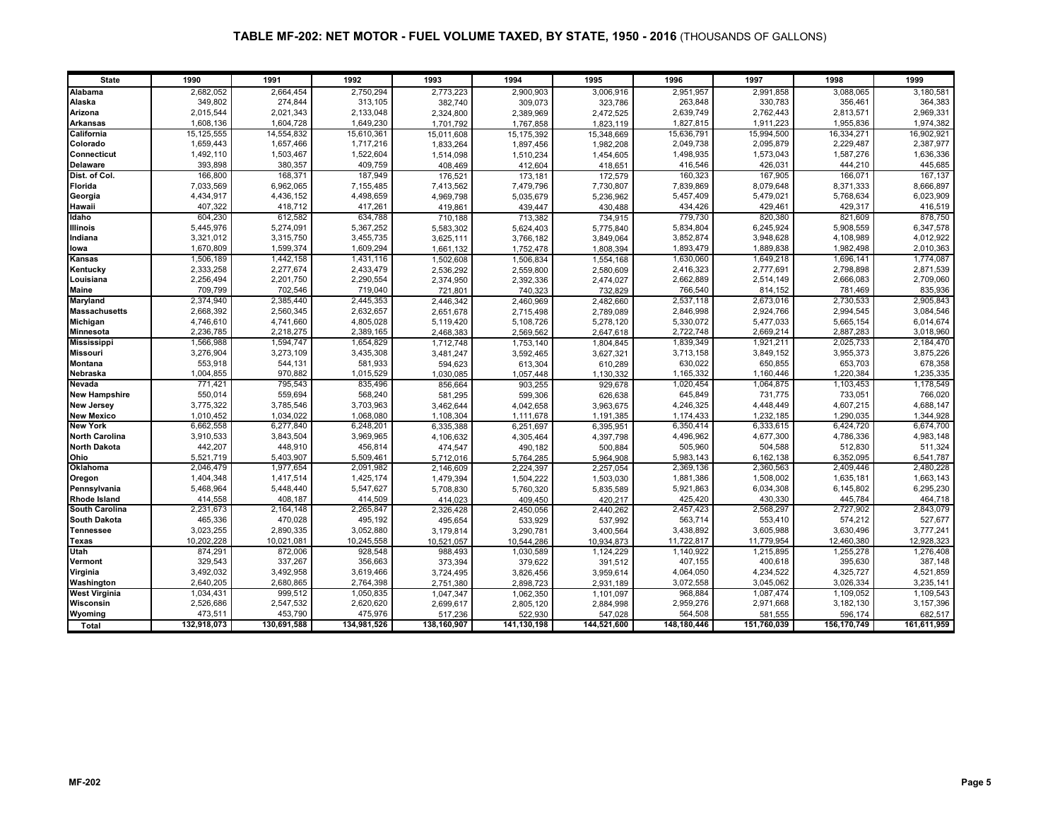## TABLE MF-202: NET MOTOR - FUEL VOLUME TAXED, BY STATE, 1950 - 2016 (THOUSANDS OF GALLONS)

| State | 1990 | 1991 | 1992 | 1993 | 1994 | 1995 | 1996 | 1997 | 1998 | 1999 |
|---|---|---|---|---|---|---|---|---|---|---|
| Alabama | 2,682,052 | 2,664,454 | 2,750,294 | 2,773,223 | 2,900,903 | 3,006,916 | 2,951,957 | 2,991,858 | 3,088,065 | 3,180,581 |
| Alaska | 349,802 | 274,844 | 313,105 | 382,740 | 309,073 | 323,786 | 263,848 | 330,783 | 356,461 | 364,383 |
| Arizona | 2,015,544 | 2,021,343 | 2,133,048 | 2,324,800 | 2,389,969 | 2,472,525 | 2,639,749 | 2,762,443 | 2,813,571 | 2,969,331 |
| Arkansas | 1,608,136 | 1,604,728 | 1,649,230 | 1,701,792 | 1,767,858 | 1,823,119 | 1,827,815 | 1,911,223 | 1,955,836 | 1,974,382 |
| California | 15,125,555 | 14,554,832 | 15,610,361 | 15,011,608 | 15,175,392 | 15,348,669 | 15,636,791 | 15,994,500 | 16,334,271 | 16,902,921 |
| Colorado | 1,659,443 | 1,657,466 | 1,717,216 | 1,833,264 | 1,897,456 | 1,982,208 | 2,049,738 | 2,095,879 | 2,229,487 | 2,387,977 |
| Connecticut | 1,492,110 | 1,503,467 | 1,522,604 | 1,514,098 | 1,510,234 | 1,454,605 | 1,498,935 | 1,573,043 | 1,587,276 | 1,636,336 |
| Delaware | 393,898 | 380,357 | 409,759 | 408,469 | 412,604 | 418,651 | 416,546 | 426,031 | 444,210 | 445,685 |
| Dist. of Col. | 166,800 | 168,371 | 187,949 | 176,521 | 173,181 | 172,579 | 160,323 | 167,905 | 166,071 | 167,137 |
| Florida | 7,033,569 | 6,962,065 | 7,155,485 | 7,413,562 | 7,479,796 | 7,730,807 | 7,839,869 | 8,079,648 | 8,371,333 | 8,666,897 |
| Georgia | 4,434,917 | 4,436,152 | 4,498,659 | 4,969,798 | 5,035,679 | 5,236,962 | 5,457,409 | 5,479,021 | 5,768,634 | 6,023,909 |
| Hawaii | 407,322 | 418,712 | 417,261 | 419,861 | 439,447 | 430,488 | 434,426 | 429,461 | 429,317 | 416,519 |
| Idaho | 604,230 | 612,582 | 634,788 | 710,188 | 713,382 | 734,915 | 779,730 | 820,380 | 821,609 | 878,750 |
| Illinois | 5,445,976 | 5,274,091 | 5,367,252 | 5,583,302 | 5,624,403 | 5,775,840 | 5,834,804 | 6,245,924 | 5,908,559 | 6,347,578 |
| Indiana | 3,321,012 | 3,315,750 | 3,455,735 | 3,625,111 | 3,766,182 | 3,849,064 | 3,852,874 | 3,948,628 | 4,108,989 | 4,012,922 |
| Iowa | 1,670,809 | 1,599,374 | 1,609,294 | 1,661,132 | 1,752,478 | 1,808,394 | 1,893,479 | 1,889,838 | 1,982,498 | 2,010,363 |
| Kansas | 1,506,189 | 1,442,158 | 1,431,116 | 1,502,608 | 1,506,834 | 1,554,168 | 1,630,060 | 1,649,218 | 1,696,141 | 1,774,087 |
| Kentucky | 2,333,258 | 2,277,674 | 2,433,479 | 2,536,292 | 2,559,800 | 2,580,609 | 2,416,323 | 2,777,691 | 2,798,898 | 2,871,539 |
| Louisiana | 2,256,494 | 2,201,750 | 2,290,554 | 2,374,950 | 2,392,336 | 2,474,027 | 2,662,889 | 2,514,149 | 2,666,083 | 2,709,060 |
| Maine | 709,799 | 702,546 | 719,040 | 721,801 | 740,323 | 732,829 | 766,540 | 814,152 | 781,469 | 835,936 |
| Maryland | 2,374,940 | 2,385,440 | 2,445,353 | 2,446,342 | 2,460,969 | 2,482,660 | 2,537,118 | 2,673,016 | 2,730,533 | 2,905,843 |
| Massachusetts | 2,668,392 | 2,560,345 | 2,632,657 | 2,651,678 | 2,715,498 | 2,789,089 | 2,846,998 | 2,924,766 | 2,994,545 | 3,084,546 |
| Michigan | 4,746,610 | 4,741,660 | 4,805,028 | 5,119,420 | 5,108,726 | 5,278,120 | 5,330,072 | 5,477,033 | 5,665,154 | 6,014,674 |
| Minnesota | 2,236,785 | 2,218,275 | 2,389,165 | 2,468,383 | 2,569,562 | 2,647,618 | 2,722,748 | 2,669,214 | 2,887,283 | 3,018,960 |
| Mississippi | 1,566,988 | 1,594,747 | 1,654,829 | 1,712,748 | 1,753,140 | 1,804,845 | 1,839,349 | 1,921,211 | 2,025,733 | 2,184,470 |
| Missouri | 3,276,904 | 3,273,109 | 3,435,308 | 3,481,247 | 3,592,465 | 3,627,321 | 3,713,158 | 3,849,152 | 3,955,373 | 3,875,226 |
| Montana | 553,918 | 544,131 | 581,933 | 594,623 | 613,304 | 610,289 | 630,022 | 650,855 | 653,703 | 678,358 |
| Nebraska | 1,004,855 | 970,882 | 1,015,529 | 1,030,085 | 1,057,448 | 1,130,332 | 1,165,332 | 1,160,446 | 1,220,384 | 1,235,335 |
| Nevada | 771,421 | 795,543 | 835,496 | 856,664 | 903,255 | 929,678 | 1,020,454 | 1,064,875 | 1,103,453 | 1,178,549 |
| New Hampshire | 550,014 | 559,694 | 568,240 | 581,295 | 599,306 | 626,638 | 645,849 | 731,775 | 733,051 | 766,020 |
| New Jersey | 3,775,322 | 3,785,546 | 3,703,963 | 3,462,644 | 4,042,658 | 3,963,675 | 4,246,325 | 4,448,449 | 4,607,215 | 4,688,147 |
| New Mexico | 1,010,452 | 1,034,022 | 1,068,080 | 1,108,304 | 1,111,678 | 1,191,385 | 1,174,433 | 1,232,185 | 1,290,035 | 1,344,928 |
| New York | 6,662,558 | 6,277,840 | 6,248,201 | 6,335,388 | 6,251,697 | 6,395,951 | 6,350,414 | 6,333,615 | 6,424,720 | 6,674,700 |
| North Carolina | 3,910,533 | 3,843,504 | 3,969,965 | 4,106,632 | 4,305,464 | 4,397,798 | 4,496,962 | 4,677,300 | 4,786,336 | 4,983,148 |
| North Dakota | 442,207 | 448,910 | 456,814 | 474,547 | 490,182 | 500,884 | 505,960 | 504,588 | 512,830 | 511,324 |
| Ohio | 5,521,719 | 5,403,907 | 5,509,461 | 5,712,016 | 5,764,285 | 5,964,908 | 5,983,143 | 6,162,138 | 6,352,095 | 6,541,787 |
| Oklahoma | 2,046,479 | 1,977,654 | 2,091,982 | 2,146,609 | 2,224,397 | 2,257,054 | 2,369,136 | 2,360,563 | 2,409,446 | 2,480,228 |
| Oregon | 1,404,348 | 1,417,514 | 1,425,174 | 1,479,394 | 1,504,222 | 1,503,030 | 1,881,386 | 1,508,002 | 1,635,181 | 1,663,143 |
| Pennsylvania | 5,468,964 | 5,448,440 | 5,547,627 | 5,708,830 | 5,760,320 | 5,835,589 | 5,921,863 | 6,034,308 | 6,145,802 | 6,295,230 |
| Rhode Island | 414,558 | 408,187 | 414,509 | 414,023 | 409,450 | 420,217 | 425,420 | 430,330 | 445,784 | 464,718 |
| South Carolina | 2,231,673 | 2,164,148 | 2,265,847 | 2,326,428 | 2,450,056 | 2,440,262 | 2,457,423 | 2,568,297 | 2,727,902 | 2,843,079 |
| South Dakota | 465,336 | 470,028 | 495,192 | 495,654 | 533,929 | 537,992 | 563,714 | 553,410 | 574,212 | 527,677 |
| Tennessee | 3,023,255 | 2,890,335 | 3,052,880 | 3,179,814 | 3,290,781 | 3,400,564 | 3,438,892 | 3,605,988 | 3,630,496 | 3,777,241 |
| Texas | 10,202,228 | 10,021,081 | 10,245,558 | 10,521,057 | 10,544,286 | 10,934,873 | 11,722,817 | 11,779,954 | 12,460,380 | 12,928,323 |
| Utah | 874,291 | 872,006 | 928,548 | 988,493 | 1,030,589 | 1,124,229 | 1,140,922 | 1,215,895 | 1,255,278 | 1,276,408 |
| Vermont | 329,543 | 337,267 | 356,663 | 373,394 | 379,622 | 391,512 | 407,155 | 400,618 | 395,630 | 387,148 |
| Virginia | 3,492,032 | 3,492,958 | 3,619,466 | 3,724,495 | 3,826,456 | 3,959,614 | 4,064,050 | 4,234,522 | 4,325,727 | 4,521,859 |
| Washington | 2,640,205 | 2,680,865 | 2,764,398 | 2,751,380 | 2,898,723 | 2,931,189 | 3,072,558 | 3,045,062 | 3,026,334 | 3,235,141 |
| West Virginia | 1,034,431 | 999,512 | 1,050,835 | 1,047,347 | 1,062,350 | 1,101,097 | 968,884 | 1,087,474 | 1,109,052 | 1,109,543 |
| Wisconsin | 2,526,686 | 2,547,532 | 2,620,620 | 2,699,617 | 2,805,120 | 2,884,998 | 2,959,276 | 2,971,668 | 3,182,130 | 3,157,396 |
| Wyoming | 473,511 | 453,790 | 475,976 | 517,236 | 522,930 | 547,028 | 564,508 | 581,555 | 596,174 | 682,517 |
| Total | 132,918,073 | 130,691,588 | 134,981,526 | 138,160,907 | 141,130,198 | 144,521,600 | 148,180,446 | 151,760,039 | 156,170,749 | 161,611,959 |

MF-202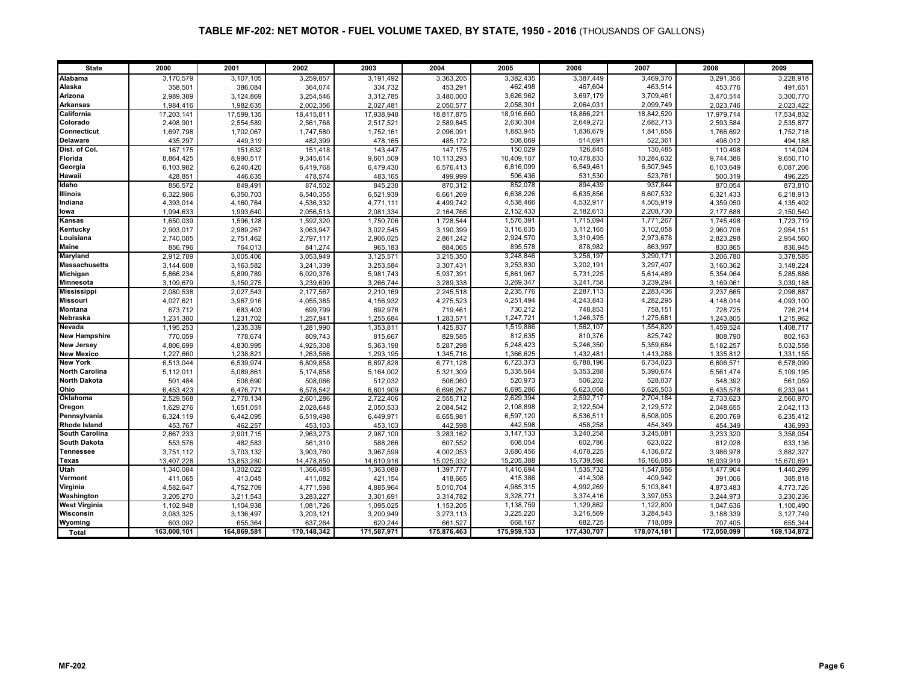# TABLE MF-202: NET MOTOR - FUEL VOLUME TAXED, BY STATE, 1950 - 2016 (THOUSANDS OF GALLONS)

| State | 2000 | 2001 | 2002 | 2003 | 2004 | 2005 | 2006 | 2007 | 2008 | 2009 |
|---|---|---|---|---|---|---|---|---|---|---|
| Alabama | 3,170,579 | 3,107,105 | 3,259,857 | 3,191,492 | 3,363,205 | 3,382,435 | 3,387,449 | 3,469,370 | 3,291,356 | 3,228,918 |
| Alaska | 358,501 | 386,084 | 364,074 | 334,732 | 453,291 | 462,498 | 467,604 | 463,514 | 453,776 | 491,651 |
| Arizona | 2,989,389 | 3,124,869 | 3,254,546 | 3,312,785 | 3,480,000 | 3,626,962 | 3,697,179 | 3,709,461 | 3,470,514 | 3,300,770 |
| Arkansas | 1,984,416 | 1,982,635 | 2,002,356 | 2,027,481 | 2,050,577 | 2,058,301 | 2,064,031 | 2,099,749 | 2,023,746 | 2,023,422 |
| California | 17,203,141 | 17,599,135 | 18,415,811 | 17,938,948 | 18,817,875 | 18,916,660 | 18,866,221 | 18,842,520 | 17,979,714 | 17,534,832 |
| Colorado | 2,408,901 | 2,554,589 | 2,561,768 | 2,517,521 | 2,589,845 | 2,630,304 | 2,649,272 | 2,682,713 | 2,593,584 | 2,535,877 |
| Connecticut | 1,697,798 | 1,702,067 | 1,747,580 | 1,752,161 | 2,096,091 | 1,883,945 | 1,836,679 | 1,841,658 | 1,766,692 | 1,752,718 |
| Delaware | 435,297 | 449,319 | 482,399 | 478,165 | 485,172 | 508,669 | 514,691 | 522,361 | 496,012 | 494,188 |
| Dist. of Col. | 167,175 | 151,632 | 151,418 | 143,447 | 147,175 | 150,029 | 126,845 | 130,485 | 110,498 | 114,024 |
| Florida | 8,864,425 | 8,990,517 | 9,345,614 | 9,601,509 | 10,113,293 | 10,409,107 | 10,478,833 | 10,284,632 | 9,744,386 | 9,650,710 |
| Georgia | 6,103,982 | 6,240,420 | 6,419,768 | 6,479,430 | 6,576,413 | 6,816,099 | 6,549,461 | 6,507,945 | 6,103,649 | 6,087,206 |
| Hawaii | 428,851 | 446,635 | 478,574 | 483,165 | 499,999 | 506,436 | 531,530 | 523,761 | 500,319 | 496,225 |
| Idaho | 856,572 | 849,491 | 874,502 | 845,238 | 870,312 | 852,078 | 894,439 | 937,844 | 870,054 | 873,810 |
| Illinois | 6,322,986 | 6,350,703 | 6,540,355 | 6,521,939 | 6,661,269 | 6,638,226 | 6,635,856 | 6,607,532 | 6,321,433 | 6,218,913 |
| Indiana | 4,393,014 | 4,160,764 | 4,536,332 | 4,771,111 | 4,499,742 | 4,538,466 | 4,532,917 | 4,505,919 | 4,359,050 | 4,135,402 |
| Iowa | 1,994,633 | 1,993,640 | 2,056,513 | 2,081,334 | 2,164,766 | 2,152,433 | 2,182,613 | 2,208,730 | 2,177,688 | 2,150,540 |
| Kansas | 1,650,039 | 1,596,128 | 1,592,320 | 1,750,706 | 1,728,544 | 1,576,391 | 1,715,094 | 1,771,267 | 1,745,498 | 1,723,719 |
| Kentucky | 2,903,017 | 2,989,267 | 3,063,947 | 3,022,545 | 3,190,399 | 3,116,635 | 3,112,165 | 3,102,058 | 2,960,706 | 2,954,151 |
| Louisiana | 2,740,085 | 2,751,462 | 2,797,117 | 2,906,025 | 2,861,242 | 2,924,570 | 3,310,495 | 2,973,678 | 2,823,298 | 2,954,560 |
| Maine | 856,796 | 764,013 | 841,274 | 965,183 | 884,065 | 895,578 | 878,982 | 863,997 | 830,865 | 836,945 |
| Maryland | 2,912,789 | 3,005,406 | 3,053,949 | 3,125,571 | 3,215,350 | 3,248,846 | 3,258,197 | 3,290,171 | 3,206,780 | 3,378,585 |
| Massachusetts | 3,144,608 | 3,163,582 | 3,241,339 | 3,253,584 | 3,307,431 | 3,253,830 | 3,202,191 | 3,297,407 | 3,160,362 | 3,148,224 |
| Michigan | 5,866,234 | 5,899,789 | 6,020,376 | 5,981,743 | 5,937,391 | 5,861,967 | 5,731,225 | 5,614,489 | 5,354,064 | 5,285,886 |
| Minnesota | 3,109,679 | 3,150,275 | 3,239,699 | 3,266,744 | 3,289,338 | 3,269,347 | 3,241,758 | 3,239,294 | 3,169,061 | 3,039,188 |
| Mississippi | 2,080,538 | 2,027,543 | 2,177,567 | 2,210,169 | 2,245,518 | 2,235,776 | 2,287,113 | 2,283,436 | 2,237,665 | 2,098,887 |
| Missouri | 4,027,621 | 3,967,916 | 4,055,385 | 4,156,932 | 4,275,523 | 4,251,494 | 4,243,843 | 4,282,295 | 4,148,014 | 4,093,100 |
| Montana | 673,712 | 683,403 | 699,799 | 692,976 | 719,461 | 730,212 | 748,853 | 758,151 | 728,725 | 726,214 |
| Nebraska | 1,231,380 | 1,231,702 | 1,257,941 | 1,255,684 | 1,283,571 | 1,247,721 | 1,246,375 | 1,275,681 | 1,243,805 | 1,215,962 |
| Nevada | 1,195,253 | 1,235,339 | 1,281,990 | 1,353,811 | 1,425,837 | 1,519,886 | 1,562,107 | 1,554,820 | 1,459,524 | 1,408,717 |
| New Hampshire | 770,059 | 778,674 | 809,743 | 815,667 | 829,585 | 812,635 | 810,376 | 825,742 | 808,790 | 802,163 |
| New Jersey | 4,806,699 | 4,830,995 | 4,925,308 | 5,363,198 | 5,287,298 | 5,248,423 | 5,246,350 | 5,359,684 | 5,182,257 | 5,032,558 |
| New Mexico | 1,227,660 | 1,238,821 | 1,263,566 | 1,293,195 | 1,345,716 | 1,366,625 | 1,432,481 | 1,413,288 | 1,335,812 | 1,331,155 |
| New York | 6,513,044 | 6,539,974 | 6,809,858 | 6,697,828 | 6,771,128 | 6,723,373 | 6,788,196 | 6,734,023 | 6,606,571 | 6,578,099 |
| North Carolina | 5,112,011 | 5,089,861 | 5,174,858 | 5,164,002 | 5,321,309 | 5,335,564 | 5,353,288 | 5,390,674 | 5,561,474 | 5,109,195 |
| North Dakota | 501,484 | 508,690 | 508,066 | 512,032 | 506,060 | 520,973 | 506,202 | 528,037 | 548,392 | 561,059 |
| Ohio | 6,453,423 | 6,476,771 | 6,578,542 | 6,601,909 | 6,696,267 | 6,695,286 | 6,623,058 | 6,626,503 | 6,435,578 | 6,233,941 |
| Oklahoma | 2,529,568 | 2,778,134 | 2,601,286 | 2,722,406 | 2,555,712 | 2,629,394 | 2,592,717 | 2,704,184 | 2,733,623 | 2,560,970 |
| Oregon | 1,629,276 | 1,651,051 | 2,028,648 | 2,050,533 | 2,084,542 | 2,108,898 | 2,122,504 | 2,129,572 | 2,048,655 | 2,042,113 |
| Pennsylvania | 6,324,119 | 6,442,095 | 6,519,498 | 6,449,971 | 6,655,981 | 6,597,120 | 6,536,511 | 6,508,005 | 6,200,769 | 6,235,412 |
| Rhode Island | 453,767 | 462,257 | 453,103 | 453,103 | 442,598 | 442,598 | 458,258 | 454,349 | 454,349 | 436,993 |
| South Carolina | 2,867,233 | 2,901,715 | 2,963,273 | 2,987,100 | 3,283,162 | 3,147,133 | 3,240,258 | 3,245,081 | 3,233,320 | 3,358,054 |
| South Dakota | 553,576 | 482,583 | 561,310 | 588,266 | 607,552 | 608,054 | 602,786 | 623,022 | 612,028 | 633,136 |
| Tennessee | 3,751,112 | 3,703,132 | 3,903,760 | 3,967,599 | 4,002,053 | 3,680,456 | 4,078,225 | 4,136,872 | 3,986,978 | 3,882,327 |
| Texas | 13,407,228 | 13,853,280 | 14,478,850 | 14,610,916 | 15,025,032 | 15,205,388 | 15,739,598 | 16,166,083 | 16,039,919 | 15,670,691 |
| Utah | 1,340,084 | 1,302,022 | 1,366,485 | 1,363,088 | 1,397,777 | 1,410,694 | 1,535,732 | 1,547,856 | 1,477,904 | 1,440,299 |
| Vermont | 411,065 | 413,045 | 411,082 | 421,154 | 418,665 | 415,386 | 414,308 | 409,942 | 391,006 | 385,818 |
| Virginia | 4,582,647 | 4,752,709 | 4,771,598 | 4,885,964 | 5,010,704 | 4,985,315 | 4,992,269 | 5,103,841 | 4,873,483 | 4,773,726 |
| Washington | 3,205,270 | 3,211,543 | 3,283,227 | 3,301,691 | 3,314,782 | 3,328,771 | 3,374,416 | 3,397,053 | 3,244,973 | 3,230,236 |
| West Virginia | 1,102,948 | 1,104,938 | 1,081,726 | 1,095,025 | 1,153,205 | 1,138,759 | 1,129,862 | 1,122,800 | 1,047,636 | 1,100,490 |
| Wisconsin | 3,083,325 | 3,136,497 | 3,203,121 | 3,200,949 | 3,273,113 | 3,225,220 | 3,216,569 | 3,284,543 | 3,188,339 | 3,127,749 |
| Wyoming | 603,092 | 655,364 | 637,264 | 620,244 | 661,527 | 668,167 | 682,725 | 718,089 | 707,405 | 655,344 |
| Total | 163,000,101 | 164,869,581 | 170,148,342 | 171,587,971 | 175,876,463 | 175,959,133 | 177,430,707 | 178,074,181 | 172,050,099 | 169,134,872 |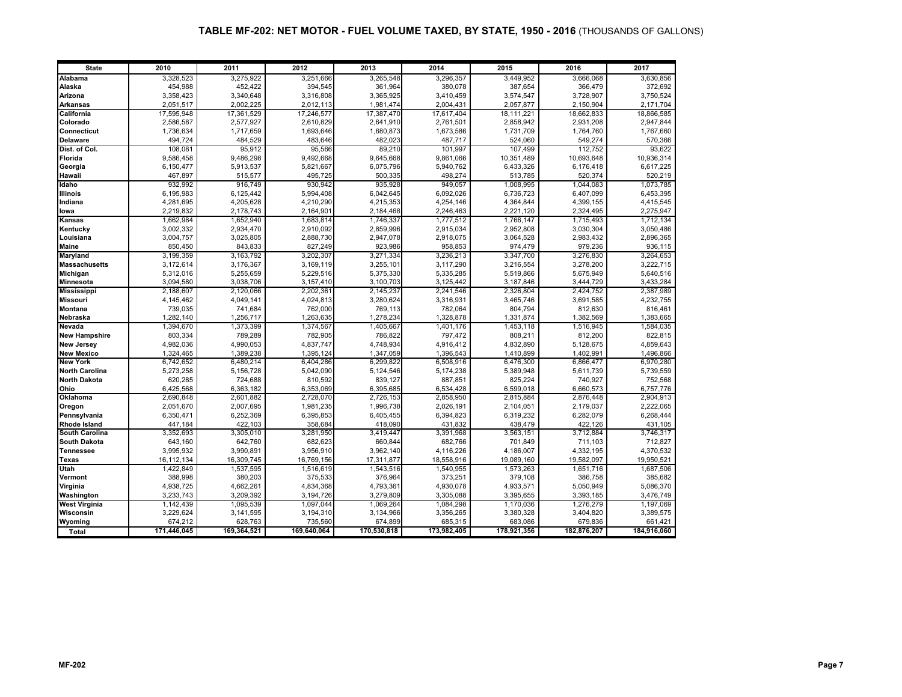## TABLE MF-202: NET MOTOR - FUEL VOLUME TAXED, BY STATE, 1950 - 2016 (THOUSANDS OF GALLONS)

| State | 2010 | 2011 | 2012 | 2013 | 2014 | 2015 | 2016 | 2017 |
|---|---|---|---|---|---|---|---|---|
| Alabama | 3,328,523 | 3,275,922 | 3,251,666 | 3,265,548 | 3,296,357 | 3,449,952 | 3,666,068 | 3,630,856 |
| Alaska | 454,988 | 452,422 | 394,545 | 361,964 | 380,078 | 387,654 | 366,479 | 372,692 |
| Arizona | 3,358,423 | 3,340,648 | 3,316,808 | 3,365,925 | 3,410,459 | 3,574,547 | 3,728,907 | 3,750,524 |
| Arkansas | 2,051,517 | 2,002,225 | 2,012,113 | 1,981,474 | 2,004,431 | 2,057,877 | 2,150,904 | 2,171,704 |
| California | 17,595,948 | 17,361,529 | 17,246,577 | 17,387,470 | 17,617,404 | 18,111,221 | 18,662,833 | 18,866,585 |
| Colorado | 2,586,587 | 2,577,927 | 2,610,829 | 2,641,910 | 2,761,501 | 2,858,942 | 2,931,208 | 2,947,844 |
| Connecticut | 1,736,634 | 1,717,659 | 1,693,646 | 1,680,873 | 1,673,586 | 1,731,709 | 1,764,760 | 1,767,660 |
| Delaware | 494,724 | 484,529 | 483,646 | 482,023 | 487,717 | 524,060 | 549,274 | 570,366 |
| Dist. of Col. | 108,081 | 95,912 | 95,566 | 89,210 | 101,997 | 107,499 | 112,752 | 93,622 |
| Florida | 9,586,458 | 9,486,298 | 9,492,668 | 9,645,668 | 9,861,066 | 10,351,489 | 10,693,648 | 10,936,314 |
| Georgia | 6,150,477 | 5,913,537 | 5,821,667 | 6,075,796 | 5,940,762 | 6,433,326 | 6,176,418 | 6,617,225 |
| Hawaii | 467,897 | 515,577 | 495,725 | 500,335 | 498,274 | 513,785 | 520,374 | 520,219 |
| Idaho | 932,992 | 916,749 | 930,942 | 935,928 | 949,057 | 1,008,995 | 1,044,083 | 1,073,785 |
| Illinois | 6,195,983 | 6,125,442 | 5,994,408 | 6,042,645 | 6,092,026 | 6,736,723 | 6,407,099 | 6,453,395 |
| Indiana | 4,281,695 | 4,205,628 | 4,210,290 | 4,215,353 | 4,254,146 | 4,364,844 | 4,399,155 | 4,415,545 |
| Iowa | 2,219,832 | 2,178,743 | 2,164,901 | 2,184,468 | 2,246,463 | 2,221,120 | 2,324,495 | 2,275,947 |
| Kansas | 1,662,984 | 1,652,940 | 1,683,814 | 1,746,337 | 1,777,512 | 1,766,147 | 1,715,493 | 1,712,134 |
| Kentucky | 3,002,332 | 2,934,470 | 2,910,092 | 2,859,996 | 2,915,034 | 2,952,808 | 3,030,304 | 3,050,486 |
| Louisiana | 3,004,757 | 3,025,805 | 2,888,730 | 2,947,078 | 2,918,075 | 3,064,528 | 2,983,432 | 2,896,365 |
| Maine | 850,450 | 843,833 | 827,249 | 923,986 | 958,853 | 974,479 | 979,236 | 936,115 |
| Maryland | 3,199,359 | 3,163,792 | 3,202,307 | 3,271,334 | 3,236,213 | 3,347,700 | 3,276,830 | 3,264,653 |
| Massachusetts | 3,172,614 | 3,176,367 | 3,169,119 | 3,255,101 | 3,117,290 | 3,216,554 | 3,278,200 | 3,222,715 |
| Michigan | 5,312,016 | 5,255,659 | 5,229,516 | 5,375,330 | 5,335,285 | 5,519,866 | 5,675,949 | 5,640,516 |
| Minnesota | 3,094,580 | 3,038,706 | 3,157,410 | 3,100,703 | 3,125,442 | 3,187,846 | 3,444,729 | 3,433,284 |
| Mississippi | 2,188,607 | 2,120,066 | 2,202,361 | 2,145,237 | 2,241,546 | 2,326,804 | 2,424,752 | 2,387,989 |
| Missouri | 4,145,462 | 4,049,141 | 4,024,813 | 3,280,624 | 3,316,931 | 3,465,746 | 3,691,585 | 4,232,755 |
| Montana | 739,035 | 741,684 | 762,000 | 769,113 | 782,064 | 804,794 | 812,630 | 816,461 |
| Nebraska | 1,282,140 | 1,256,717 | 1,263,635 | 1,278,234 | 1,328,878 | 1,331,874 | 1,382,569 | 1,383,665 |
| Nevada | 1,394,670 | 1,373,399 | 1,374,567 | 1,405,667 | 1,401,176 | 1,453,118 | 1,516,945 | 1,584,035 |
| New Hampshire | 803,334 | 789,289 | 782,905 | 786,822 | 797,472 | 808,211 | 812,200 | 822,815 |
| New Jersey | 4,982,036 | 4,990,053 | 4,837,747 | 4,748,934 | 4,916,412 | 4,832,890 | 5,128,675 | 4,859,643 |
| New Mexico | 1,324,465 | 1,389,238 | 1,395,124 | 1,347,059 | 1,396,543 | 1,410,899 | 1,402,991 | 1,496,866 |
| New York | 6,742,652 | 6,480,214 | 6,404,286 | 6,299,822 | 6,508,916 | 6,476,300 | 6,866,477 | 6,970,280 |
| North Carolina | 5,273,258 | 5,156,728 | 5,042,090 | 5,124,546 | 5,174,238 | 5,389,948 | 5,611,739 | 5,739,559 |
| North Dakota | 620,285 | 724,688 | 810,592 | 839,127 | 887,851 | 825,224 | 740,927 | 752,568 |
| Ohio | 6,425,568 | 6,363,182 | 6,353,069 | 6,395,685 | 6,534,428 | 6,599,018 | 6,660,573 | 6,757,776 |
| Oklahoma | 2,690,848 | 2,601,882 | 2,728,070 | 2,726,153 | 2,858,950 | 2,815,884 | 2,876,448 | 2,904,913 |
| Oregon | 2,051,670 | 2,007,695 | 1,981,235 | 1,996,738 | 2,026,191 | 2,104,051 | 2,179,037 | 2,222,065 |
| Pennsylvania | 6,350,471 | 6,252,369 | 6,395,853 | 6,405,455 | 6,394,823 | 6,319,232 | 6,282,079 | 6,268,444 |
| Rhode Island | 447,184 | 422,103 | 358,684 | 418,090 | 431,832 | 438,479 | 422,126 | 431,105 |
| South Carolina | 3,352,693 | 3,305,010 | 3,281,950 | 3,419,447 | 3,391,968 | 3,563,151 | 3,712,884 | 3,746,317 |
| South Dakota | 643,160 | 642,760 | 682,623 | 660,844 | 682,766 | 701,849 | 711,103 | 712,827 |
| Tennessee | 3,995,932 | 3,990,891 | 3,956,910 | 3,962,140 | 4,116,226 | 4,186,007 | 4,332,195 | 4,370,532 |
| Texas | 16,112,134 | 16,309,745 | 16,769,156 | 17,311,877 | 18,558,916 | 19,089,160 | 19,582,097 | 19,950,521 |
| Utah | 1,422,849 | 1,537,595 | 1,516,619 | 1,543,516 | 1,540,955 | 1,573,263 | 1,651,716 | 1,687,506 |
| Vermont | 388,998 | 380,203 | 375,533 | 376,964 | 373,251 | 379,108 | 386,758 | 385,682 |
| Virginia | 4,938,725 | 4,662,261 | 4,834,368 | 4,793,361 | 4,930,078 | 4,933,571 | 5,050,949 | 5,086,370 |
| Washington | 3,233,743 | 3,209,392 | 3,194,726 | 3,279,809 | 3,305,088 | 3,395,655 | 3,393,185 | 3,476,749 |
| West Virginia | 1,142,439 | 1,095,539 | 1,097,044 | 1,069,264 | 1,084,298 | 1,170,036 | 1,276,279 | 1,197,069 |
| Wisconsin | 3,229,624 | 3,141,595 | 3,194,310 | 3,134,966 | 3,356,265 | 3,380,328 | 3,404,820 | 3,389,575 |
| Wyoming | 674,212 | 628,763 | 735,560 | 674,899 | 685,315 | 683,086 | 679,836 | 661,421 |
| Total | 171,446,045 | 169,364,521 | 169,640,064 | 170,530,818 | 173,982,405 | 178,921,356 | 182,876,207 | 184,916,060 |

MF-202